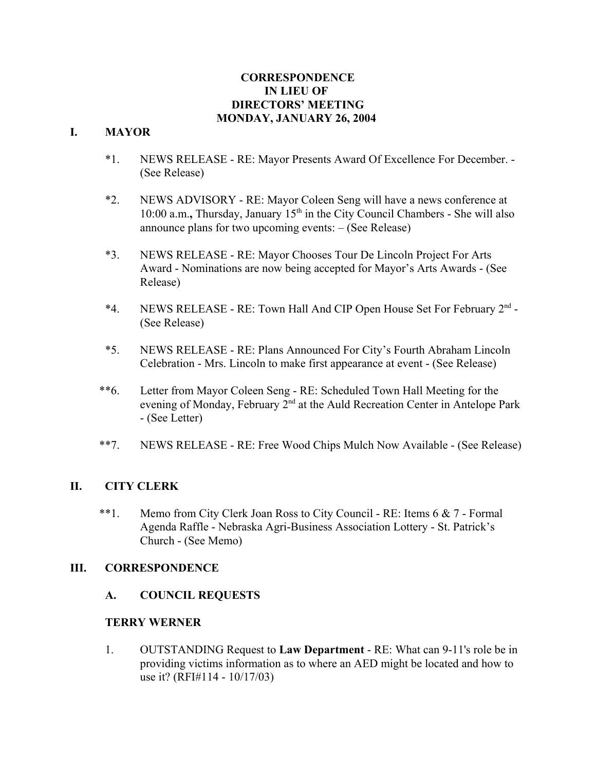# CORRESPONDENCE
# IN LIEU OF
# DIRECTORS' MEETING
# MONDAY, JANUARY 26, 2004

## I. MAYOR

*1. NEWS RELEASE - RE: Mayor Presents Award Of Excellence For December. - (See Release)

*2. NEWS ADVISORY - RE: Mayor Coleen Seng will have a news conference at 10:00 a.m**.,** Thursday, January 15th in the City Council Chambers - She will also announce plans for two upcoming events: – (See Release)

*3. NEWS RELEASE - RE: Mayor Chooses Tour De Lincoln Project For Arts Award - Nominations are now being accepted for Mayor's Arts Awards - (See Release)

*4. NEWS RELEASE - RE: Town Hall And CIP Open House Set For February 2nd - (See Release)

*5. NEWS RELEASE - RE: Plans Announced For City's Fourth Abraham Lincoln Celebration - Mrs. Lincoln to make first appearance at event - (See Release)

**6. Letter from Mayor Coleen Seng - RE: Scheduled Town Hall Meeting for the evening of Monday, February 2nd at the Auld Recreation Center in Antelope Park - (See Letter)

**7. NEWS RELEASE - RE: Free Wood Chips Mulch Now Available - (See Release)

## II. CITY CLERK

**1. Memo from City Clerk Joan Ross to City Council - RE: Items 6 & 7 - Formal Agenda Raffle - Nebraska Agri-Business Association Lottery - St. Patrick's Church - (See Memo)

## III. CORRESPONDENCE

### A. COUNCIL REQUESTS

**TERRY WERNER**

1. OUTSTANDING Request to **Law Department** - RE: What can 9-11's role be in providing victims information as to where an AED might be located and how to use it? (RFI#114 - 10/17/03)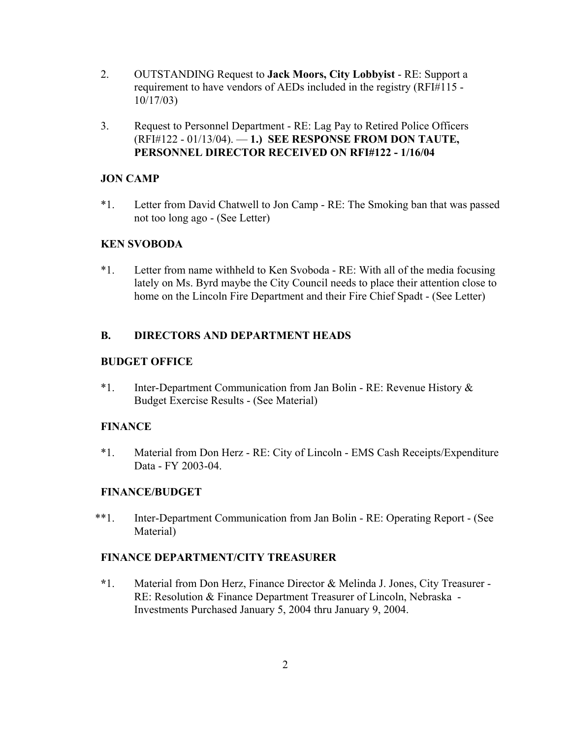2. OUTSTANDING Request to **Jack Moors, City Lobbyist** - RE: Support a requirement to have vendors of AEDs included in the registry (RFI#115 - 10/17/03)

3. Request to Personnel Department - RE: Lag Pay to Retired Police Officers (RFI#122 - 01/13/04). — **1.) SEE RESPONSE FROM DON TAUTE, PERSONNEL DIRECTOR RECEIVED ON RFI#122 - 1/16/04**

**JON CAMP**

*1. Letter from David Chatwell to Jon Camp - RE: The Smoking ban that was passed not too long ago - (See Letter)

**KEN SVOBODA**

*1. Letter from name withheld to Ken Svoboda - RE: With all of the media focusing lately on Ms. Byrd maybe the City Council needs to place their attention close to home on the Lincoln Fire Department and their Fire Chief Spadt - (See Letter)

## B. DIRECTORS AND DEPARTMENT HEADS

**BUDGET OFFICE**

*1. Inter-Department Communication from Jan Bolin - RE: Revenue History & Budget Exercise Results - (See Material)

**FINANCE**

*1. Material from Don Herz - RE: City of Lincoln - EMS Cash Receipts/Expenditure Data - FY 2003-04.

**FINANCE/BUDGET**

**1. Inter-Department Communication from Jan Bolin - RE: Operating Report - (See Material)

**FINANCE DEPARTMENT/CITY TREASURER**

*1. Material from Don Herz, Finance Director & Melinda J. Jones, City Treasurer - RE: Resolution & Finance Department Treasurer of Lincoln, Nebraska - Investments Purchased January 5, 2004 thru January 9, 2004.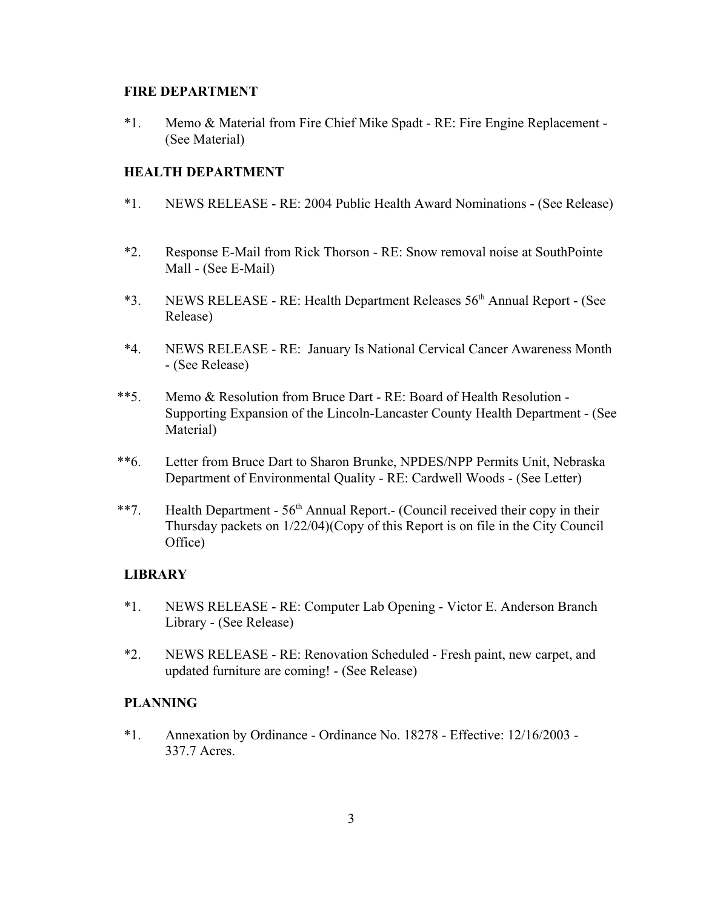**FIRE DEPARTMENT**

*1. Memo & Material from Fire Chief Mike Spadt - RE: Fire Engine Replacement - (See Material)

**HEALTH DEPARTMENT**

*1. NEWS RELEASE - RE: 2004 Public Health Award Nominations - (See Release)

*2. Response E-Mail from Rick Thorson - RE: Snow removal noise at SouthPointe Mall - (See E-Mail)

*3. NEWS RELEASE - RE: Health Department Releases 56th Annual Report - (See Release)

*4. NEWS RELEASE - RE: January Is National Cervical Cancer Awareness Month - (See Release)

**5. Memo & Resolution from Bruce Dart - RE: Board of Health Resolution - Supporting Expansion of the Lincoln-Lancaster County Health Department - (See Material)

**6. Letter from Bruce Dart to Sharon Brunke, NPDES/NPP Permits Unit, Nebraska Department of Environmental Quality - RE: Cardwell Woods - (See Letter)

**7. Health Department - 56th Annual Report.- (Council received their copy in their Thursday packets on 1/22/04)(Copy of this Report is on file in the City Council Office)

**LIBRARY**

*1. NEWS RELEASE - RE: Computer Lab Opening - Victor E. Anderson Branch Library - (See Release)

*2. NEWS RELEASE - RE: Renovation Scheduled - Fresh paint, new carpet, and updated furniture are coming! - (See Release)

**PLANNING**

*1. Annexation by Ordinance - Ordinance No. 18278 - Effective: 12/16/2003 - 337.7 Acres.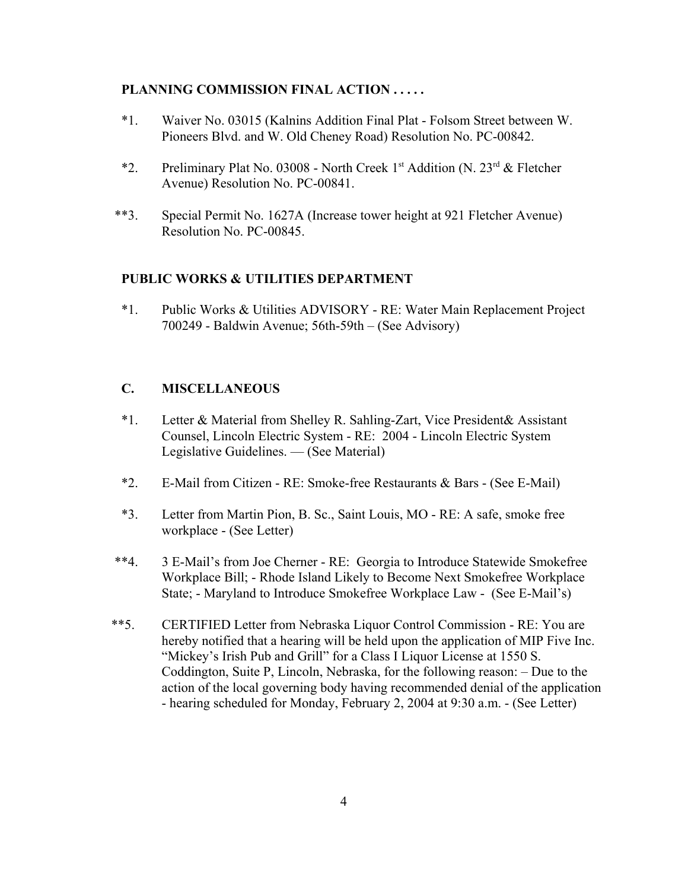**PLANNING COMMISSION FINAL ACTION . . . . .**

*1. Waiver No. 03015 (Kalnins Addition Final Plat - Folsom Street between W. Pioneers Blvd. and W. Old Cheney Road) Resolution No. PC-00842.

*2. Preliminary Plat No. 03008 - North Creek 1st Addition (N. 23rd & Fletcher Avenue) Resolution No. PC-00841.

**3. Special Permit No. 1627A (Increase tower height at 921 Fletcher Avenue) Resolution No. PC-00845.

**PUBLIC WORKS & UTILITIES DEPARTMENT**

*1. Public Works & Utilities ADVISORY - RE: Water Main Replacement Project 700249 - Baldwin Avenue; 56th-59th – (See Advisory)

**C. MISCELLANEOUS**

*1. Letter & Material from Shelley R. Sahling-Zart, Vice President& Assistant Counsel, Lincoln Electric System - RE: 2004 - Lincoln Electric System Legislative Guidelines. — (See Material)

*2. E-Mail from Citizen - RE: Smoke-free Restaurants & Bars - (See E-Mail)

*3. Letter from Martin Pion, B. Sc., Saint Louis, MO - RE: A safe, smoke free workplace - (See Letter)

**4. 3 E-Mail's from Joe Cherner - RE: Georgia to Introduce Statewide Smokefree Workplace Bill; - Rhode Island Likely to Become Next Smokefree Workplace State; - Maryland to Introduce Smokefree Workplace Law - (See E-Mail's)

**5. CERTIFIED Letter from Nebraska Liquor Control Commission - RE: You are hereby notified that a hearing will be held upon the application of MIP Five Inc. "Mickey's Irish Pub and Grill" for a Class I Liquor License at 1550 S. Coddington, Suite P, Lincoln, Nebraska, for the following reason: – Due to the action of the local governing body having recommended denial of the application - hearing scheduled for Monday, February 2, 2004 at 9:30 a.m. - (See Letter)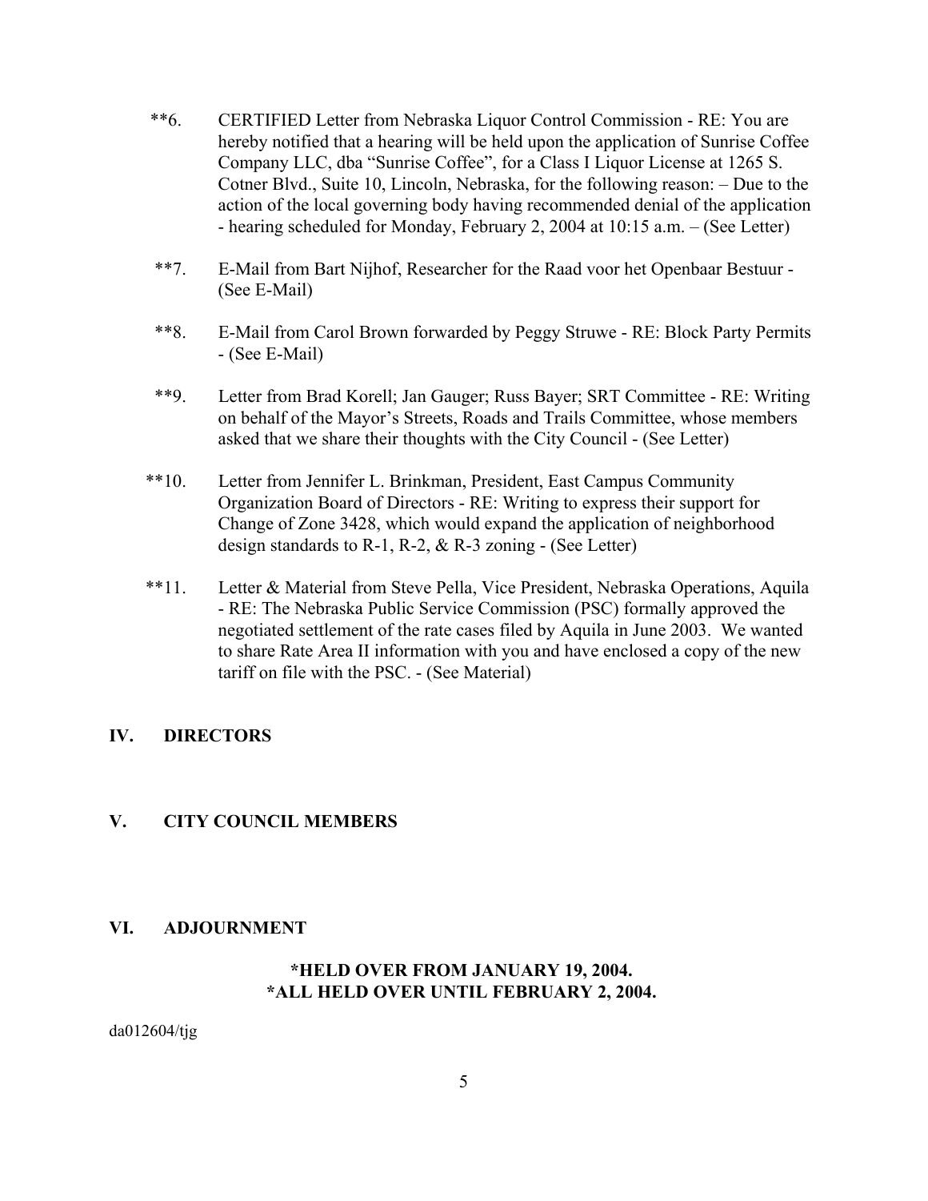**6. CERTIFIED Letter from Nebraska Liquor Control Commission - RE: You are hereby notified that a hearing will be held upon the application of Sunrise Coffee Company LLC, dba "Sunrise Coffee", for a Class I Liquor License at 1265 S. Cotner Blvd., Suite 10, Lincoln, Nebraska, for the following reason: – Due to the action of the local governing body having recommended denial of the application - hearing scheduled for Monday, February 2, 2004 at 10:15 a.m. – (See Letter)

**7. E-Mail from Bart Nijhof, Researcher for the Raad voor het Openbaar Bestuur - (See E-Mail)

**8. E-Mail from Carol Brown forwarded by Peggy Struwe - RE: Block Party Permits - (See E-Mail)

**9. Letter from Brad Korell; Jan Gauger; Russ Bayer; SRT Committee - RE: Writing on behalf of the Mayor's Streets, Roads and Trails Committee, whose members asked that we share their thoughts with the City Council - (See Letter)

**10. Letter from Jennifer L. Brinkman, President, East Campus Community Organization Board of Directors - RE: Writing to express their support for Change of Zone 3428, which would expand the application of neighborhood design standards to R-1, R-2, & R-3 zoning - (See Letter)

**11. Letter & Material from Steve Pella, Vice President, Nebraska Operations, Aquila - RE: The Nebraska Public Service Commission (PSC) formally approved the negotiated settlement of the rate cases filed by Aquila in June 2003. We wanted to share Rate Area II information with you and have enclosed a copy of the new tariff on file with the PSC. - (See Material)

## IV. DIRECTORS

## V. CITY COUNCIL MEMBERS

## VI. ADJOURNMENT

**\*HELD OVER FROM JANUARY 19, 2004.**
**\*ALL HELD OVER UNTIL FEBRUARY 2, 2004.**

da012604/tjg